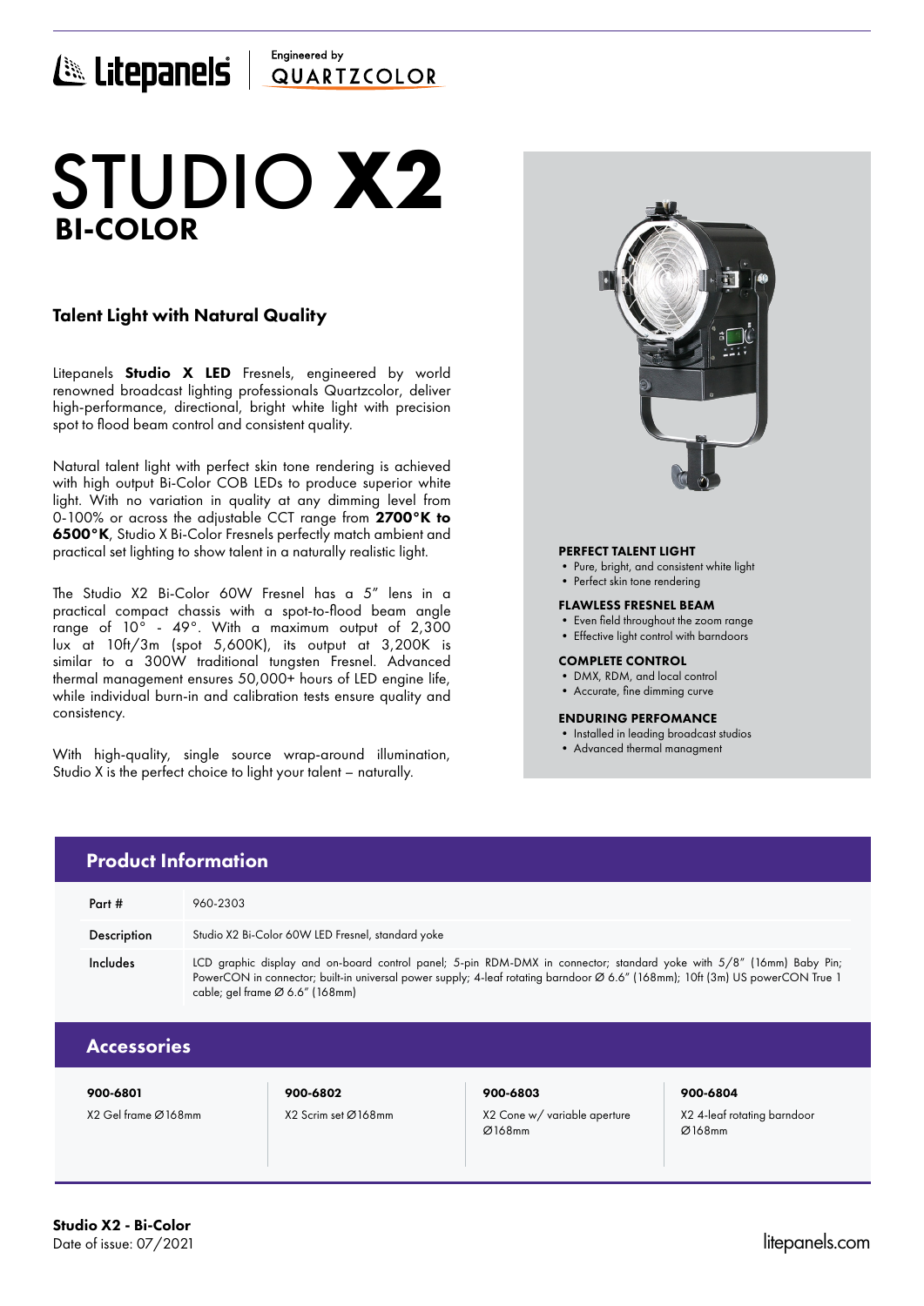Litepanels | Engineered by QUARTZCOLOR

# STUDIO X2
## BI-COLOR

### Talent Light with Natural Quality

Litepanels **Studio X LED** Fresnels, engineered by world renowned broadcast lighting professionals Quartzcolor, deliver high-performance, directional, bright white light with precision spot to flood beam control and consistent quality.

Natural talent light with perfect skin tone rendering is achieved with high output Bi-Color COB LEDs to produce superior white light. With no variation in quality at any dimming level from 0-100% or across the adjustable CCT range from **2700°K to 6500°K**, Studio X Bi-Color Fresnels perfectly match ambient and practical set lighting to show talent in a naturally realistic light.

The Studio X2 Bi-Color 60W Fresnel has a 5" lens in a practical compact chassis with a spot-to-flood beam angle range of 10° - 49°. With a maximum output of 2,300 lux at 10ft/3m (spot 5,600K), its output at 3,200K is similar to a 300W traditional tungsten Fresnel. Advanced thermal management ensures 50,000+ hours of LED engine life, while individual burn-in and calibration tests ensure quality and consistency.

With high-quality, single source wrap-around illumination, Studio X is the perfect choice to light your talent – naturally.

**PERFECT TALENT LIGHT**
- Pure, bright, and consistent white light
- Perfect skin tone rendering

**FLAWLESS FRESNEL BEAM**
- Even field throughout the zoom range
- Effective light control with barndoors

**COMPLETE CONTROL**
- DMX, RDM, and local control
- Accurate, fine dimming curve

**ENDURING PERFOMANCE**
- Installed in leading broadcast studios
- Advanced thermal managment

## Product Information

| | |
|---|---|
| Part # | 960-2303 |
| Description | Studio X2 Bi-Color 60W LED Fresnel, standard yoke |
| Includes | LCD graphic display and on-board control panel; 5-pin RDM-DMX in connector; standard yoke with 5/8" (16mm) Baby Pin; PowerCON in connector; built-in universal power supply; 4-leaf rotating barndoor Ø 6.6" (168mm); 10ft (3m) US powerCON True 1 cable; gel frame Ø 6.6" (168mm) |

## Accessories

| 900-6801 | 900-6802 | 900-6803 | 900-6804 |
|---|---|---|---|
| X2 Gel frame Ø168mm | X2 Scrim set Ø168mm | X2 Cone w/ variable aperture Ø168mm | X2 4-leaf rotating barndoor Ø168mm |

**Studio X2 - Bi-Color**
Date of issue: 07/2021

litepanels.com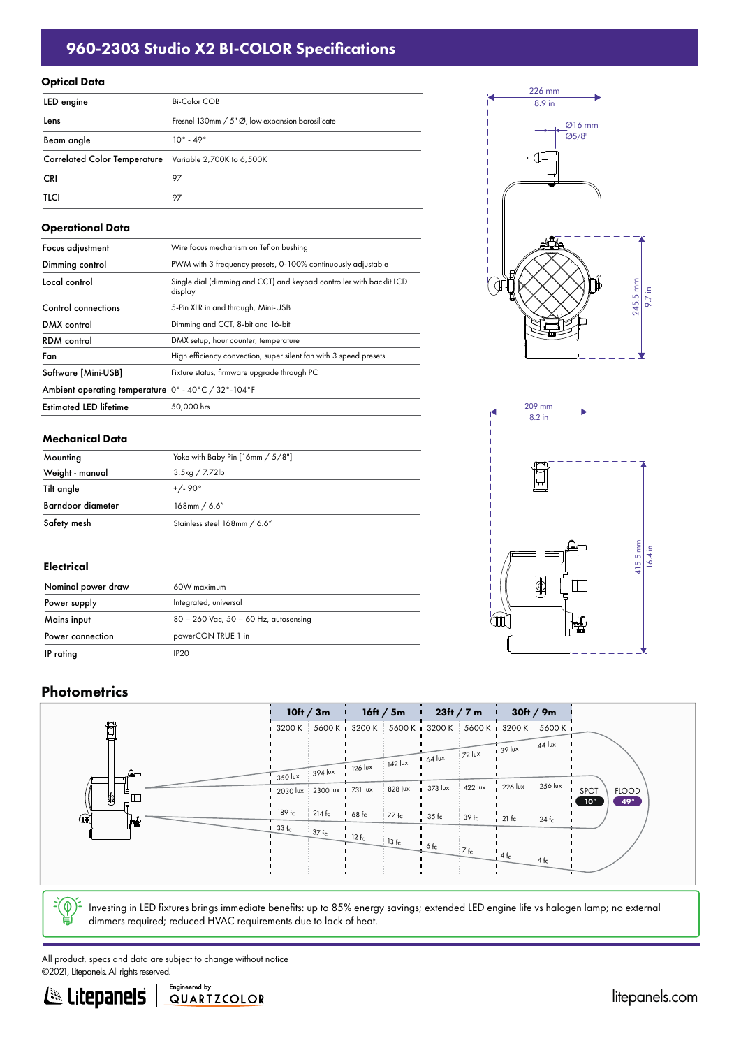# 960-2303 Studio X2 BI-COLOR Specifications

## Optical Data

| | |
|---|---|
| LED engine | Bi-Color COB |
| Lens | Fresnel 130mm / 5" Ø, low expansion borosilicate |
| Beam angle | 10° - 49° |
| Correlated Color Temperature | Variable 2,700K to 6,500K |
| CRI | 97 |
| TLCI | 97 |

## Operational Data

| | |
|---|---|
| Focus adjustment | Wire focus mechanism on Teflon bushing |
| Dimming control | PWM with 3 frequency presets, 0-100% continuously adjustable |
| Local control | Single dial (dimming and CCT) and keypad controller with backlit LCD display |
| Control connections | 5-Pin XLR in and through, Mini-USB |
| DMX control | Dimming and CCT, 8-bit and 16-bit |
| RDM control | DMX setup, hour counter, temperature |
| Fan | High efficiency convection, super silent fan with 3 speed presets |
| Software [Mini-USB] | Fixture status, firmware upgrade through PC |
| Ambient operating temperature | 0° - 40°C / 32°-104°F |
| Estimated LED lifetime | 50,000 hrs |

## Mechanical Data

| | |
|---|---|
| Mounting | Yoke with Baby Pin [16mm / 5/8"] |
| Weight - manual | 3.5kg / 7.72lb |
| Tilt angle | +/- 90° |
| Barndoor diameter | 168mm / 6.6" |
| Safety mesh | Stainless steel 168mm / 6.6" |

## Electrical

| | |
|---|---|
| Nominal power draw | 60W maximum |
| Power supply | Integrated, universal |
| Mains input | 80 – 260 Vac, 50 – 60 Hz, autosensing |
| Power connection | powerCON TRUE 1 in |
| IP rating | IP20 |

226 mm
8.9 in
Ø16 mm
Ø5/8"
245.5 mm
9.7 in

209 mm
8.2 in
415.5 mm
16.4 in

## Photometrics

10ft / 3m
16ft / 5m
23ft / 7 m
30ft / 9m

3200 K 5600 K 3200 K 5600 K 3200 K 5600 K 3200 K 5600 K

350 lux 394 lux 126 lux 142 lux 64 lux 72 lux 39 lux 44 lux
2030 lux 2300 lux 731 lux 828 lux 373 lux 422 lux 226 lux 256 lux
189 fc 214 fc 68 fc 77 fc 35 fc 39 fc 21 fc 24 fc
33 fc 37 fc 12 fc 13 fc 6 fc 7 fc 4 fc 4 fc

SPOT 10°
FLOOD 49°

Investing in LED fixtures brings immediate benefits: up to 85% energy savings; extended LED engine life vs halogen lamp; no external dimmers required; reduced HVAC requirements due to lack of heat.

All product, specs and data are subject to change without notice
©2021, Litepanels. All rights reserved.

Litepanels | Engineered by QUARTZCOLOR

litepanels.com